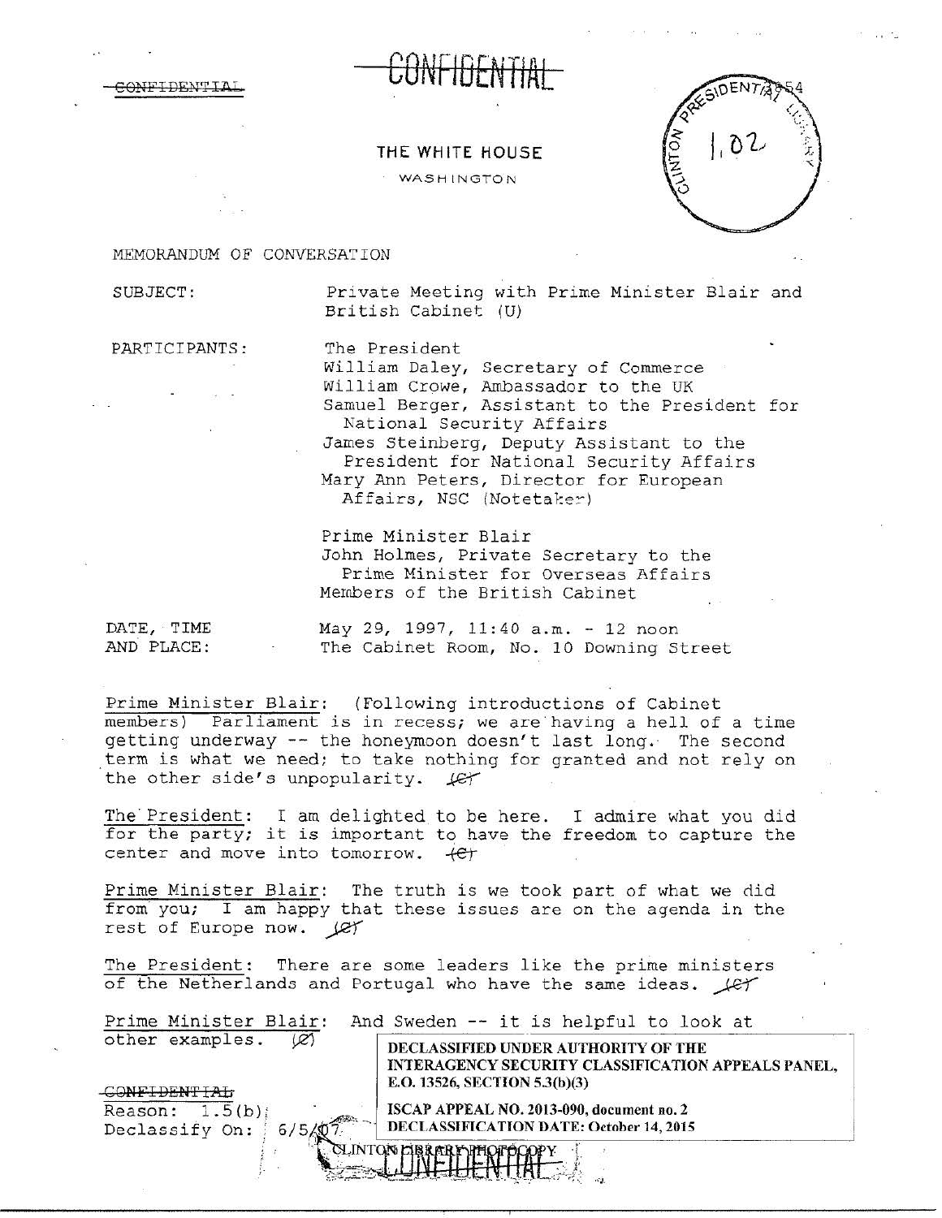~~CONFIDENTIAL~~

~~CONFIDENTIAL~~

THE WHITE HOUSE

WASHINGTON

CLINTON PRESIDENTIAL LIBRARY 1.02

MEMORANDUM OF CONVERSATION

SUBJECT: Private Meeting with Prime Minister Blair and British Cabinet (U)

PARTICIPANTS:

The President
William Daley, Secretary of Commerce
William Crowe, Ambassador to the UK
Samuel Berger, Assistant to the President for National Security Affairs
James Steinberg, Deputy Assistant to the President for National Security Affairs
Mary Ann Peters, Director for European Affairs, NSC (Notetaker)

Prime Minister Blair
John Holmes, Private Secretary to the Prime Minister for Overseas Affairs
Members of the British Cabinet

DATE, TIME AND PLACE: May 29, 1997, 11:40 a.m. - 12 noon
The Cabinet Room, No. 10 Downing Street

Prime Minister Blair: (Following introductions of Cabinet members) Parliament is in recess; we are having a hell of a time getting underway -- the honeymoon doesn't last long. The second term is what we need; to take nothing for granted and not rely on the other side's unpopularity. ~~(C)~~

The President: I am delighted to be here. I admire what you did for the party; it is important to have the freedom to capture the center and move into tomorrow. ~~(C)~~

Prime Minister Blair: The truth is we took part of what we did from you; I am happy that these issues are on the agenda in the rest of Europe now. ~~(C)~~

The President: There are some leaders like the prime ministers of the Netherlands and Portugal who have the same ideas. ~~(C)~~

Prime Minister Blair: And Sweden -- it is helpful to look at other examples. ~~(C)~~

~~CONFIDENTIAL~~
Reason: 1.5(b)
Declassify On: 6/5/07

**DECLASSIFIED UNDER AUTHORITY OF THE INTERAGENCY SECURITY CLASSIFICATION APPEALS PANEL, E.O. 13526, SECTION 5.3(b)(3)**

**ISCAP APPEAL NO. 2013-090, document no. 2**
**DECLASSIFICATION DATE: October 14, 2015**

CLINTON LIBRARY PHOTOCOPY

~~CONFIDENTIAL~~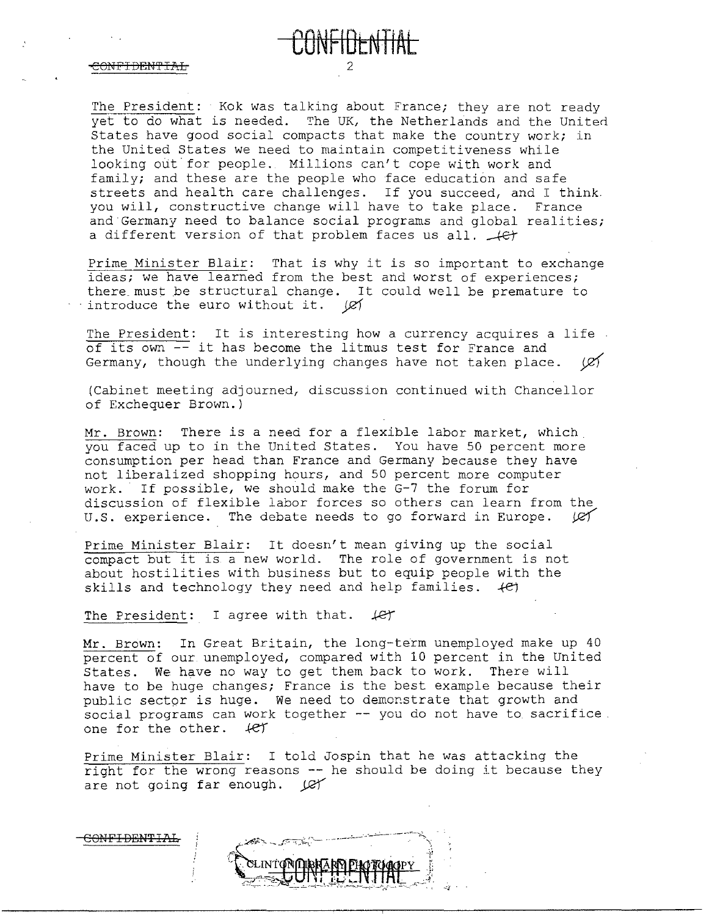The President: Kok was talking about France; they are not ready yet to do what is needed. The UK, the Netherlands and the United States have good social compacts that make the country work; in the United States we need to maintain competitiveness while looking out for people. Millions can't cope with work and family; and these are the people who face education and safe streets and health care challenges. If you succeed, and I think you will, constructive change will have to take place. France and Germany need to balance social programs and global realities; a different version of that problem faces us all. (C)

Prime Minister Blair: That is why it is so important to exchange ideas; we have learned from the best and worst of experiences; there must be structural change. It could well be premature to introduce the euro without it. (C)

The President: It is interesting how a currency acquires a life of its own -- it has become the litmus test for France and Germany, though the underlying changes have not taken place. (C)

(Cabinet meeting adjourned, discussion continued with Chancellor of Exchequer Brown.)

Mr. Brown: There is a need for a flexible labor market, which you faced up to in the United States. You have 50 percent more consumption per head than France and Germany because they have not liberalized shopping hours, and 50 percent more computer work. If possible, we should make the G-7 the forum for discussion of flexible labor forces so others can learn from the U.S. experience. The debate needs to go forward in Europe. (C)

Prime Minister Blair: It doesn't mean giving up the social compact but it is a new world. The role of government is not about hostilities with business but to equip people with the skills and technology they need and help families. (C)

The President: I agree with that. (C)

Mr. Brown: In Great Britain, the long-term unemployed make up 40 percent of our unemployed, compared with 10 percent in the United States. We have no way to get them back to work. There will have to be huge changes; France is the best example because their public sector is huge. We need to demonstrate that growth and social programs can work together -- you do not have to sacrifice one for the other. (C)

Prime Minister Blair: I told Jospin that he was attacking the right for the wrong reasons -- he should be doing it because they are not going far enough. (C)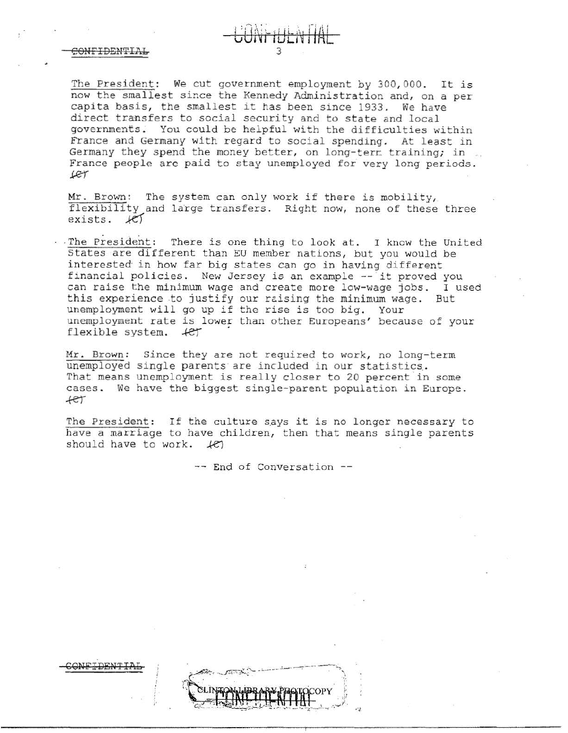The President: We cut government employment by 300,000. It is now the smallest since the Kennedy Administration and, on a per capita basis, the smallest it has been since 1933. We have direct transfers to social security and to state and local governments. You could be helpful with the difficulties within France and Germany with regard to social spending. At least in Germany they spend the money better, on long-term training; in France people are paid to stay unemployed for very long periods. (C)

Mr. Brown: The system can only work if there is mobility, flexibility and large transfers. Right now, none of these three exists. (C)

The President: There is one thing to look at. I know the United States are different than EU member nations, but you would be interested in how far big states can go in having different financial policies. New Jersey is an example -- it proved you can raise the minimum wage and create more low-wage jobs. I used this experience to justify our raising the minimum wage. But unemployment will go up if the rise is too big. Your unemployment rate is lower than other Europeans' because of your flexible system. (C)

Mr. Brown: Since they are not required to work, no long-term unemployed single parents are included in our statistics. That means unemployment is really closer to 20 percent in some cases. We have the biggest single-parent population in Europe. (C)

The President: If the culture says it is no longer necessary to have a marriage to have children, then that means single parents should have to work. (C)

-- End of Conversation --